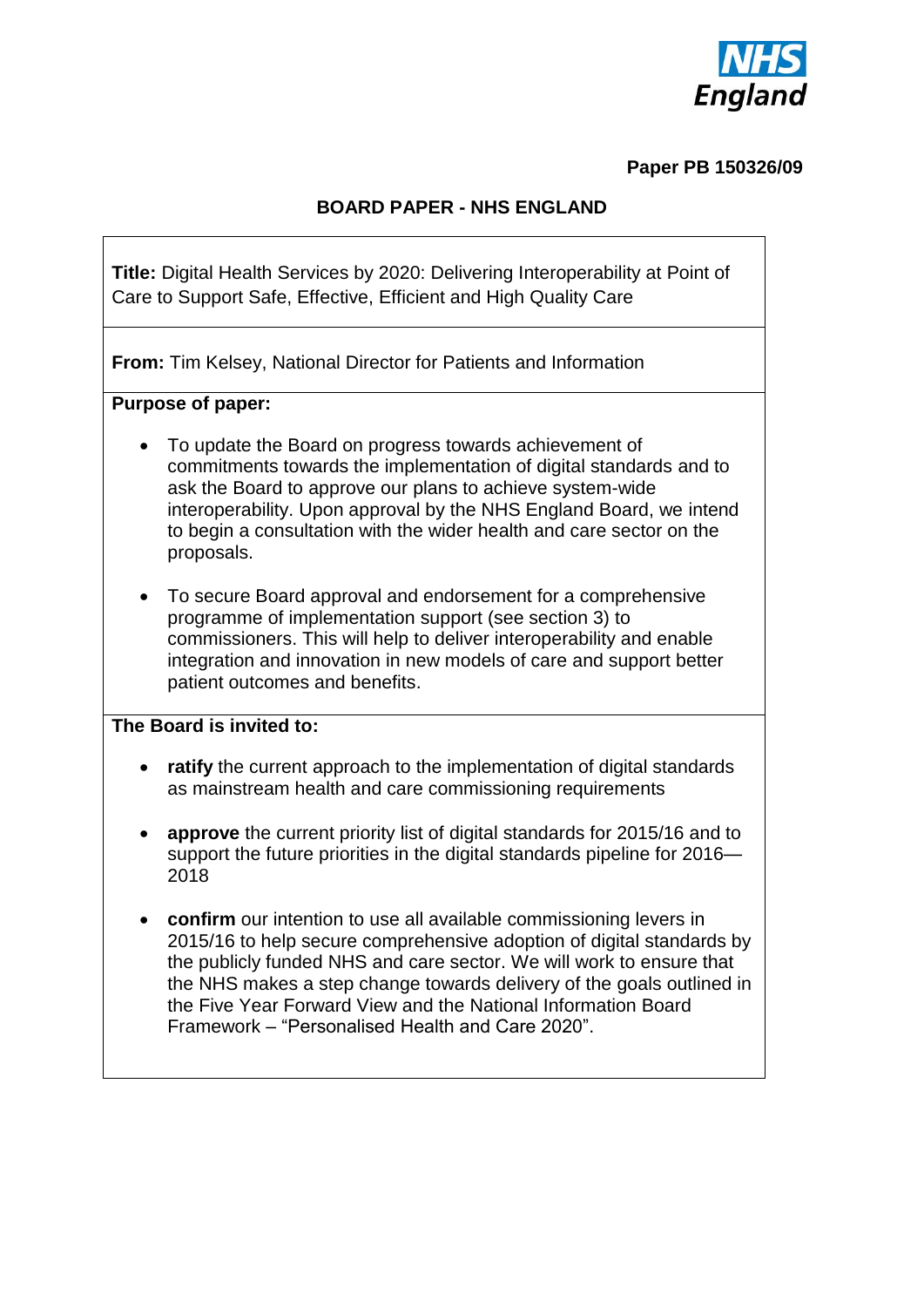**Paper PB 150326/09**

**BOARD PAPER - NHS ENGLAND**

**Title:** Digital Health Services by 2020: Delivering Interoperability at Point of Care to Support Safe, Effective, Efficient and High Quality Care

**From:** Tim Kelsey, National Director for Patients and Information

**Purpose of paper:**

- To update the Board on progress towards achievement of commitments towards the implementation of digital standards and to ask the Board to approve our plans to achieve system-wide interoperability. Upon approval by the NHS England Board, we intend to begin a consultation with the wider health and care sector on the proposals.
- To secure Board approval and endorsement for a comprehensive programme of implementation support (see section 3) to commissioners. This will help to deliver interoperability and enable integration and innovation in new models of care and support better patient outcomes and benefits.

**The Board is invited to:**

- **ratify** the current approach to the implementation of digital standards as mainstream health and care commissioning requirements
- **approve** the current priority list of digital standards for 2015/16 and to support the future priorities in the digital standards pipeline for 2016—2018
- **confirm** our intention to use all available commissioning levers in 2015/16 to help secure comprehensive adoption of digital standards by the publicly funded NHS and care sector. We will work to ensure that the NHS makes a step change towards delivery of the goals outlined in the Five Year Forward View and the National Information Board Framework – "Personalised Health and Care 2020".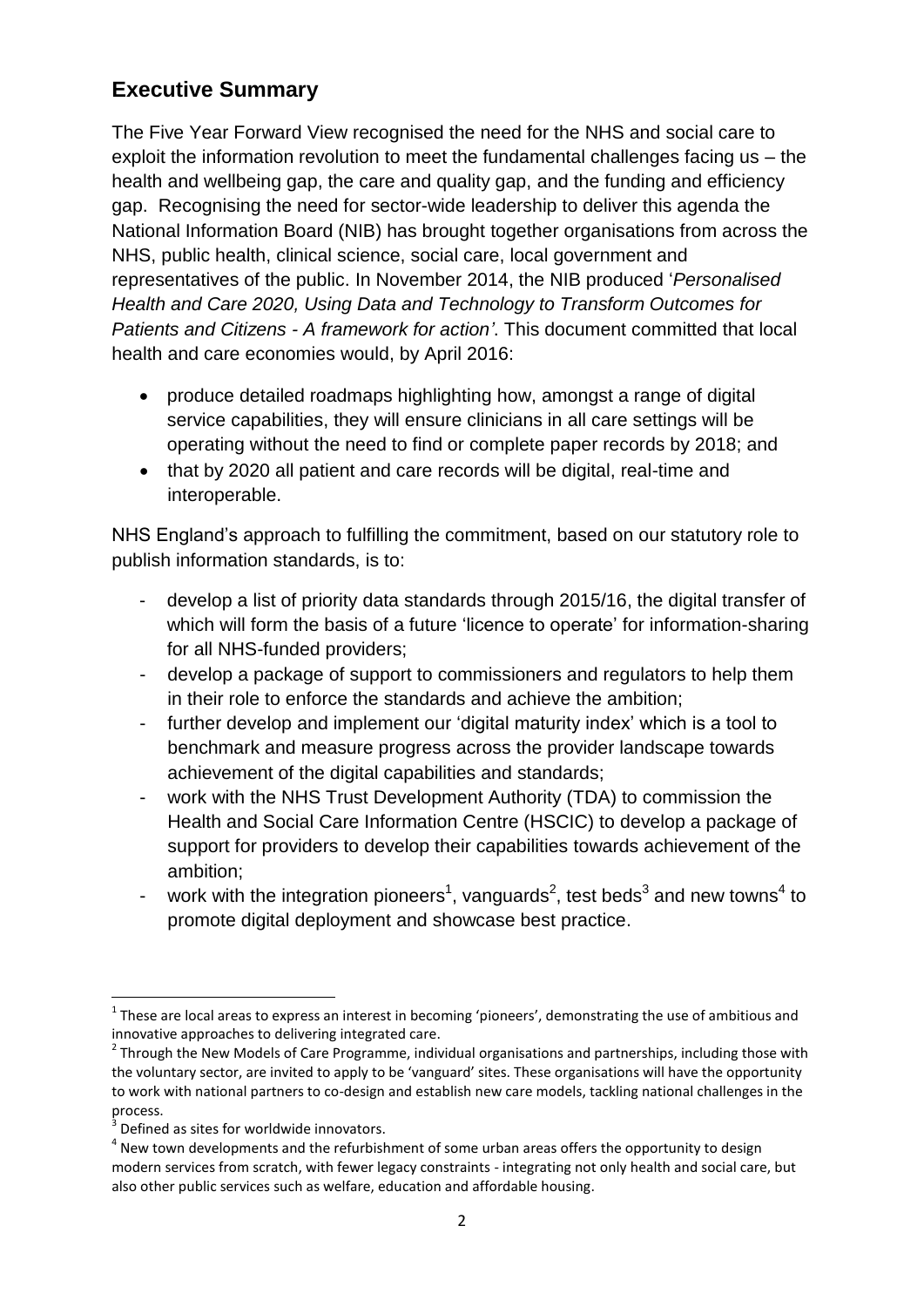## Executive Summary

The Five Year Forward View recognised the need for the NHS and social care to exploit the information revolution to meet the fundamental challenges facing us – the health and wellbeing gap, the care and quality gap, and the funding and efficiency gap. Recognising the need for sector-wide leadership to deliver this agenda the National Information Board (NIB) has brought together organisations from across the NHS, public health, clinical science, social care, local government and representatives of the public. In November 2014, the NIB produced '*Personalised Health and Care 2020, Using Data and Technology to Transform Outcomes for Patients and Citizens - A framework for action'*. This document committed that local health and care economies would, by April 2016:

- produce detailed roadmaps highlighting how, amongst a range of digital service capabilities, they will ensure clinicians in all care settings will be operating without the need to find or complete paper records by 2018; and
- that by 2020 all patient and care records will be digital, real-time and interoperable.

NHS England's approach to fulfilling the commitment, based on our statutory role to publish information standards, is to:

- develop a list of priority data standards through 2015/16, the digital transfer of which will form the basis of a future 'licence to operate' for information-sharing for all NHS-funded providers;
- develop a package of support to commissioners and regulators to help them in their role to enforce the standards and achieve the ambition;
- further develop and implement our 'digital maturity index' which is a tool to benchmark and measure progress across the provider landscape towards achievement of the digital capabilities and standards;
- work with the NHS Trust Development Authority (TDA) to commission the Health and Social Care Information Centre (HSCIC) to develop a package of support for providers to develop their capabilities towards achievement of the ambition;
- work with the integration pioneers[1], vanguards[2], test beds[3] and new towns[4] to promote digital deployment and showcase best practice.

---

[1] These are local areas to express an interest in becoming 'pioneers', demonstrating the use of ambitious and innovative approaches to delivering integrated care.

[2] Through the New Models of Care Programme, individual organisations and partnerships, including those with the voluntary sector, are invited to apply to be 'vanguard' sites. These organisations will have the opportunity to work with national partners to co-design and establish new care models, tackling national challenges in the process.

[3] Defined as sites for worldwide innovators.

[4] New town developments and the refurbishment of some urban areas offers the opportunity to design modern services from scratch, with fewer legacy constraints - integrating not only health and social care, but also other public services such as welfare, education and affordable housing.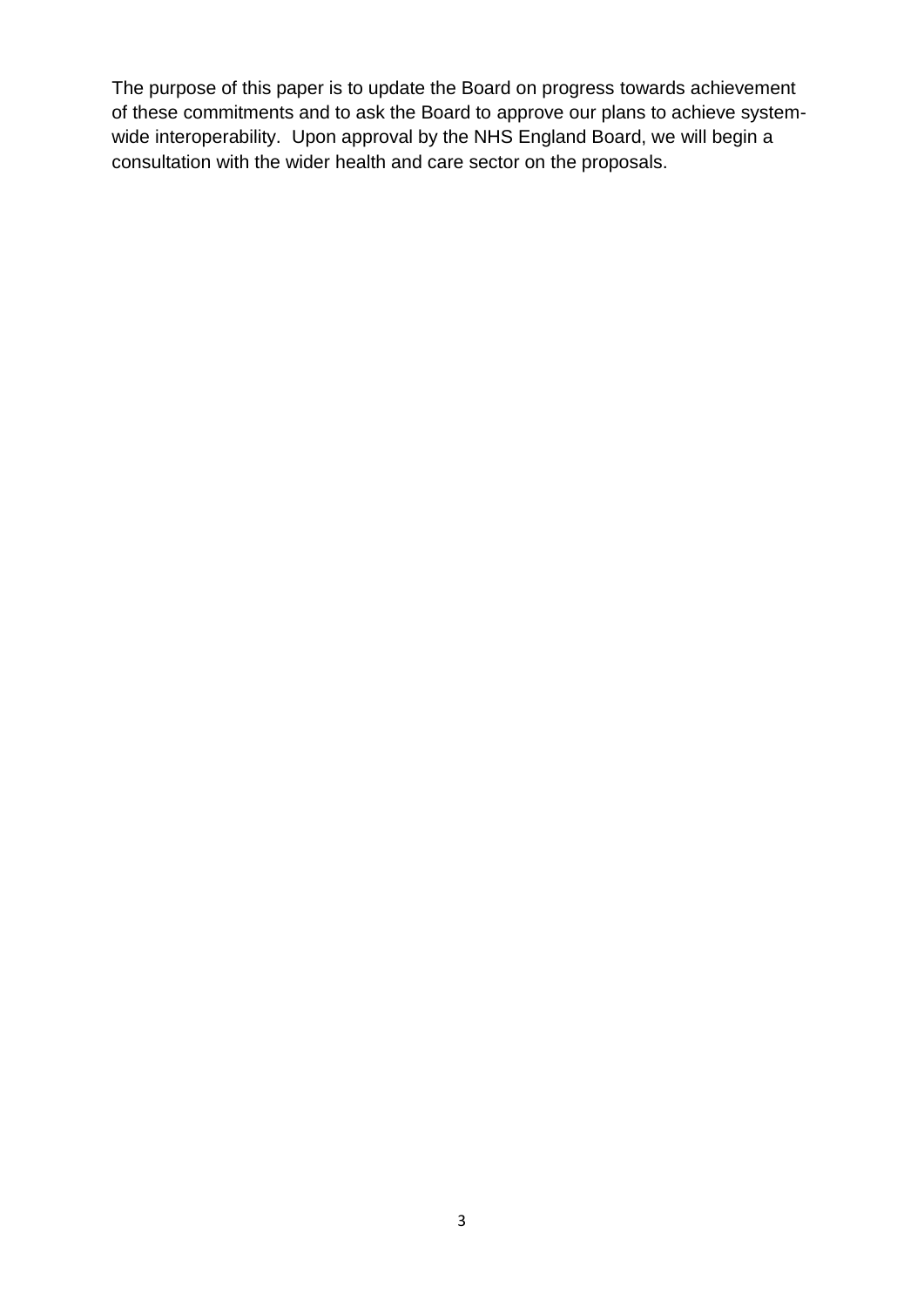The purpose of this paper is to update the Board on progress towards achievement of these commitments and to ask the Board to approve our plans to achieve system-wide interoperability. Upon approval by the NHS England Board, we will begin a consultation with the wider health and care sector on the proposals.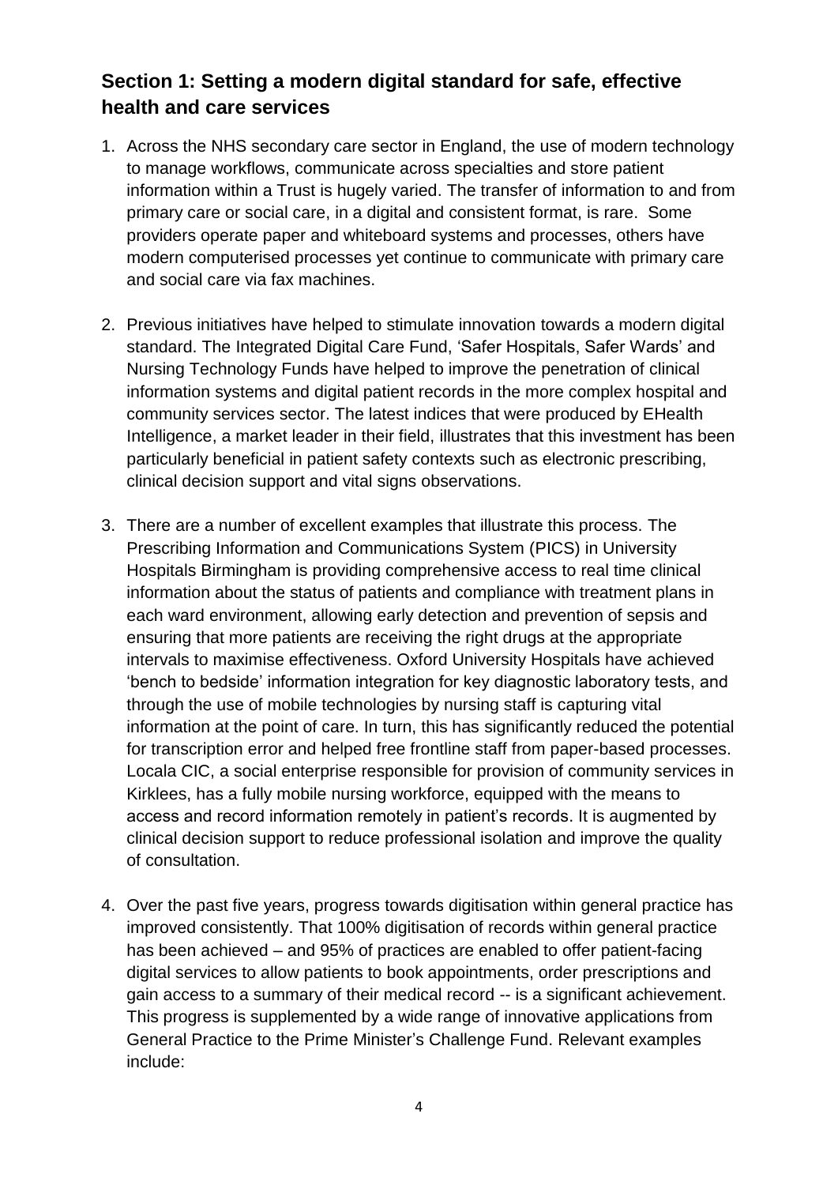## Section 1: Setting a modern digital standard for safe, effective health and care services

1. Across the NHS secondary care sector in England, the use of modern technology to manage workflows, communicate across specialties and store patient information within a Trust is hugely varied. The transfer of information to and from primary care or social care, in a digital and consistent format, is rare. Some providers operate paper and whiteboard systems and processes, others have modern computerised processes yet continue to communicate with primary care and social care via fax machines.

2. Previous initiatives have helped to stimulate innovation towards a modern digital standard. The Integrated Digital Care Fund, 'Safer Hospitals, Safer Wards' and Nursing Technology Funds have helped to improve the penetration of clinical information systems and digital patient records in the more complex hospital and community services sector. The latest indices that were produced by EHealth Intelligence, a market leader in their field, illustrates that this investment has been particularly beneficial in patient safety contexts such as electronic prescribing, clinical decision support and vital signs observations.

3. There are a number of excellent examples that illustrate this process. The Prescribing Information and Communications System (PICS) in University Hospitals Birmingham is providing comprehensive access to real time clinical information about the status of patients and compliance with treatment plans in each ward environment, allowing early detection and prevention of sepsis and ensuring that more patients are receiving the right drugs at the appropriate intervals to maximise effectiveness. Oxford University Hospitals have achieved 'bench to bedside' information integration for key diagnostic laboratory tests, and through the use of mobile technologies by nursing staff is capturing vital information at the point of care. In turn, this has significantly reduced the potential for transcription error and helped free frontline staff from paper-based processes. Locala CIC, a social enterprise responsible for provision of community services in Kirklees, has a fully mobile nursing workforce, equipped with the means to access and record information remotely in patient's records. It is augmented by clinical decision support to reduce professional isolation and improve the quality of consultation.

4. Over the past five years, progress towards digitisation within general practice has improved consistently. That 100% digitisation of records within general practice has been achieved – and 95% of practices are enabled to offer patient-facing digital services to allow patients to book appointments, order prescriptions and gain access to a summary of their medical record -- is a significant achievement. This progress is supplemented by a wide range of innovative applications from General Practice to the Prime Minister's Challenge Fund. Relevant examples include: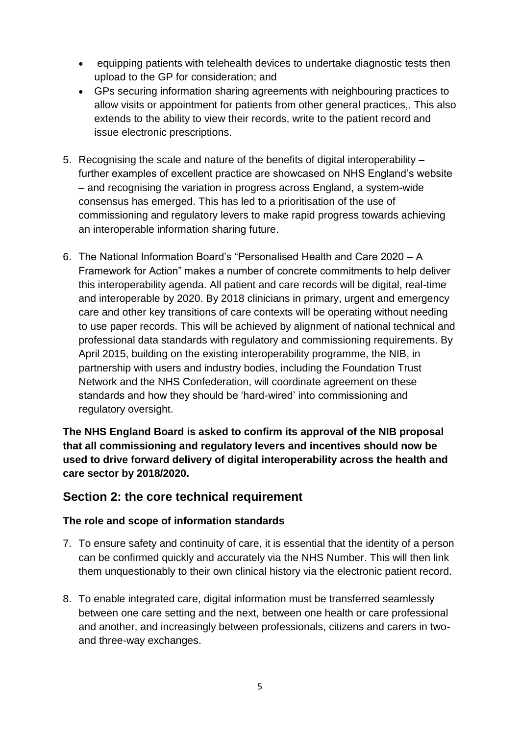- equipping patients with telehealth devices to undertake diagnostic tests then upload to the GP for consideration; and
- GPs securing information sharing agreements with neighbouring practices to allow visits or appointment for patients from other general practices,. This also extends to the ability to view their records, write to the patient record and issue electronic prescriptions.

5. Recognising the scale and nature of the benefits of digital interoperability – further examples of excellent practice are showcased on NHS England's website – and recognising the variation in progress across England, a system-wide consensus has emerged. This has led to a prioritisation of the use of commissioning and regulatory levers to make rapid progress towards achieving an interoperable information sharing future.

6. The National Information Board's "Personalised Health and Care 2020 – A Framework for Action" makes a number of concrete commitments to help deliver this interoperability agenda. All patient and care records will be digital, real-time and interoperable by 2020. By 2018 clinicians in primary, urgent and emergency care and other key transitions of care contexts will be operating without needing to use paper records. This will be achieved by alignment of national technical and professional data standards with regulatory and commissioning requirements. By April 2015, building on the existing interoperability programme, the NIB, in partnership with users and industry bodies, including the Foundation Trust Network and the NHS Confederation, will coordinate agreement on these standards and how they should be 'hard-wired' into commissioning and regulatory oversight.

**The NHS England Board is asked to confirm its approval of the NIB proposal that all commissioning and regulatory levers and incentives should now be used to drive forward delivery of digital interoperability across the health and care sector by 2018/2020.**

## Section 2: the core technical requirement

### The role and scope of information standards

7. To ensure safety and continuity of care, it is essential that the identity of a person can be confirmed quickly and accurately via the NHS Number. This will then link them unquestionably to their own clinical history via the electronic patient record.

8. To enable integrated care, digital information must be transferred seamlessly between one care setting and the next, between one health or care professional and another, and increasingly between professionals, citizens and carers in two- and three-way exchanges.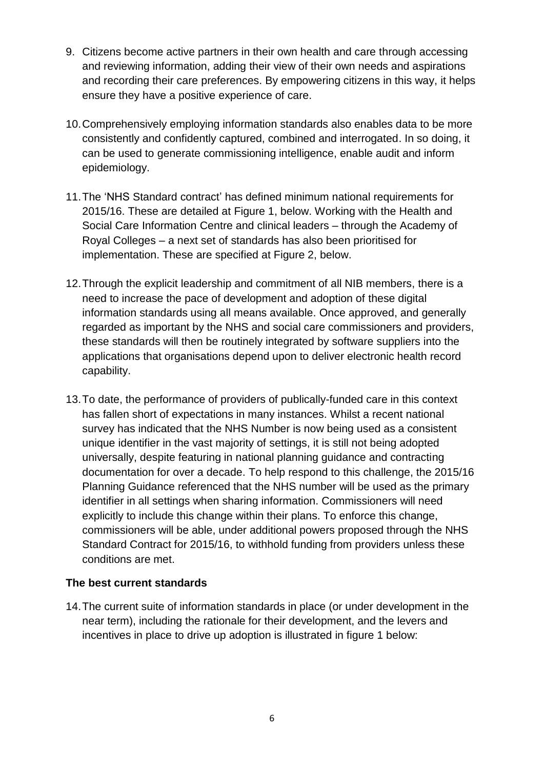9. Citizens become active partners in their own health and care through accessing and reviewing information, adding their view of their own needs and aspirations and recording their care preferences. By empowering citizens in this way, it helps ensure they have a positive experience of care.

10. Comprehensively employing information standards also enables data to be more consistently and confidently captured, combined and interrogated. In so doing, it can be used to generate commissioning intelligence, enable audit and inform epidemiology.

11. The 'NHS Standard contract' has defined minimum national requirements for 2015/16. These are detailed at Figure 1, below. Working with the Health and Social Care Information Centre and clinical leaders – through the Academy of Royal Colleges – a next set of standards has also been prioritised for implementation. These are specified at Figure 2, below.

12. Through the explicit leadership and commitment of all NIB members, there is a need to increase the pace of development and adoption of these digital information standards using all means available. Once approved, and generally regarded as important by the NHS and social care commissioners and providers, these standards will then be routinely integrated by software suppliers into the applications that organisations depend upon to deliver electronic health record capability.

13. To date, the performance of providers of publically-funded care in this context has fallen short of expectations in many instances. Whilst a recent national survey has indicated that the NHS Number is now being used as a consistent unique identifier in the vast majority of settings, it is still not being adopted universally, despite featuring in national planning guidance and contracting documentation for over a decade. To help respond to this challenge, the 2015/16 Planning Guidance referenced that the NHS number will be used as the primary identifier in all settings when sharing information. Commissioners will need explicitly to include this change within their plans. To enforce this change, commissioners will be able, under additional powers proposed through the NHS Standard Contract for 2015/16, to withhold funding from providers unless these conditions are met.

**The best current standards**

14. The current suite of information standards in place (or under development in the near term), including the rationale for their development, and the levers and incentives in place to drive up adoption is illustrated in figure 1 below: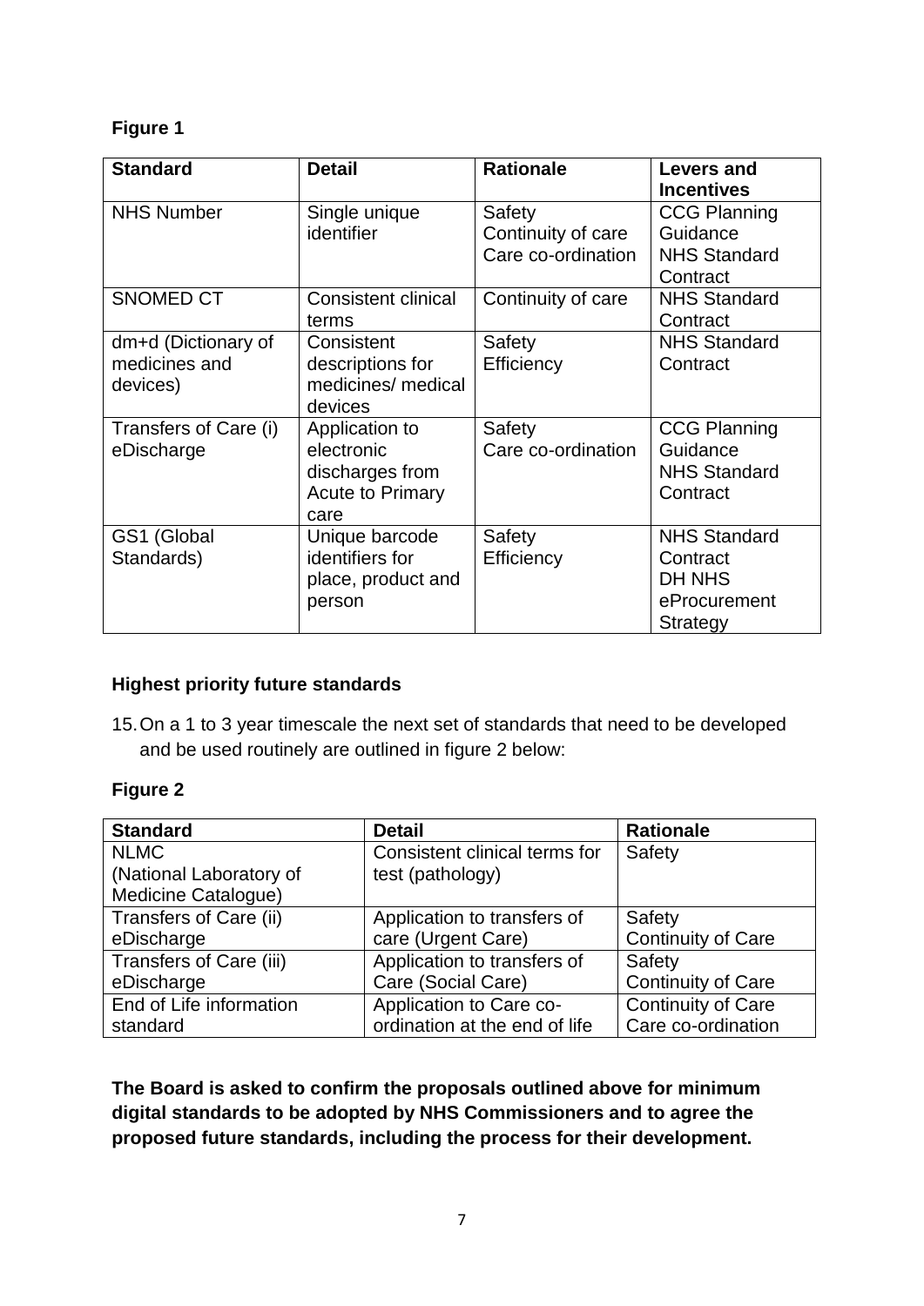**Figure 1**

| Standard | Detail | Rationale | Levers and Incentives |
|---|---|---|---|
| NHS Number | Single unique identifier | Safety<br>Continuity of care<br>Care co-ordination | CCG Planning Guidance<br>NHS Standard Contract |
| SNOMED CT | Consistent clinical terms | Continuity of care | NHS Standard Contract |
| dm+d (Dictionary of medicines and devices) | Consistent descriptions for medicines/ medical devices | Safety<br>Efficiency | NHS Standard Contract |
| Transfers of Care (i) eDischarge | Application to electronic discharges from Acute to Primary care | Safety<br>Care co-ordination | CCG Planning Guidance<br>NHS Standard Contract |
| GS1 (Global Standards) | Unique barcode identifiers for place, product and person | Safety<br>Efficiency | NHS Standard Contract<br>DH NHS eProcurement Strategy |

**Highest priority future standards**

15. On a 1 to 3 year timescale the next set of standards that need to be developed and be used routinely are outlined in figure 2 below:

**Figure 2**

| Standard | Detail | Rationale |
|---|---|---|
| NLMC (National Laboratory of Medicine Catalogue) | Consistent clinical terms for test (pathology) | Safety |
| Transfers of Care (ii) eDischarge | Application to transfers of care (Urgent Care) | Safety<br>Continuity of Care |
| Transfers of Care (iii) eDischarge | Application to transfers of Care (Social Care) | Safety<br>Continuity of Care |
| End of Life information standard | Application to Care co-ordination at the end of life | Continuity of Care<br>Care co-ordination |

**The Board is asked to confirm the proposals outlined above for minimum digital standards to be adopted by NHS Commissioners and to agree the proposed future standards, including the process for their development.**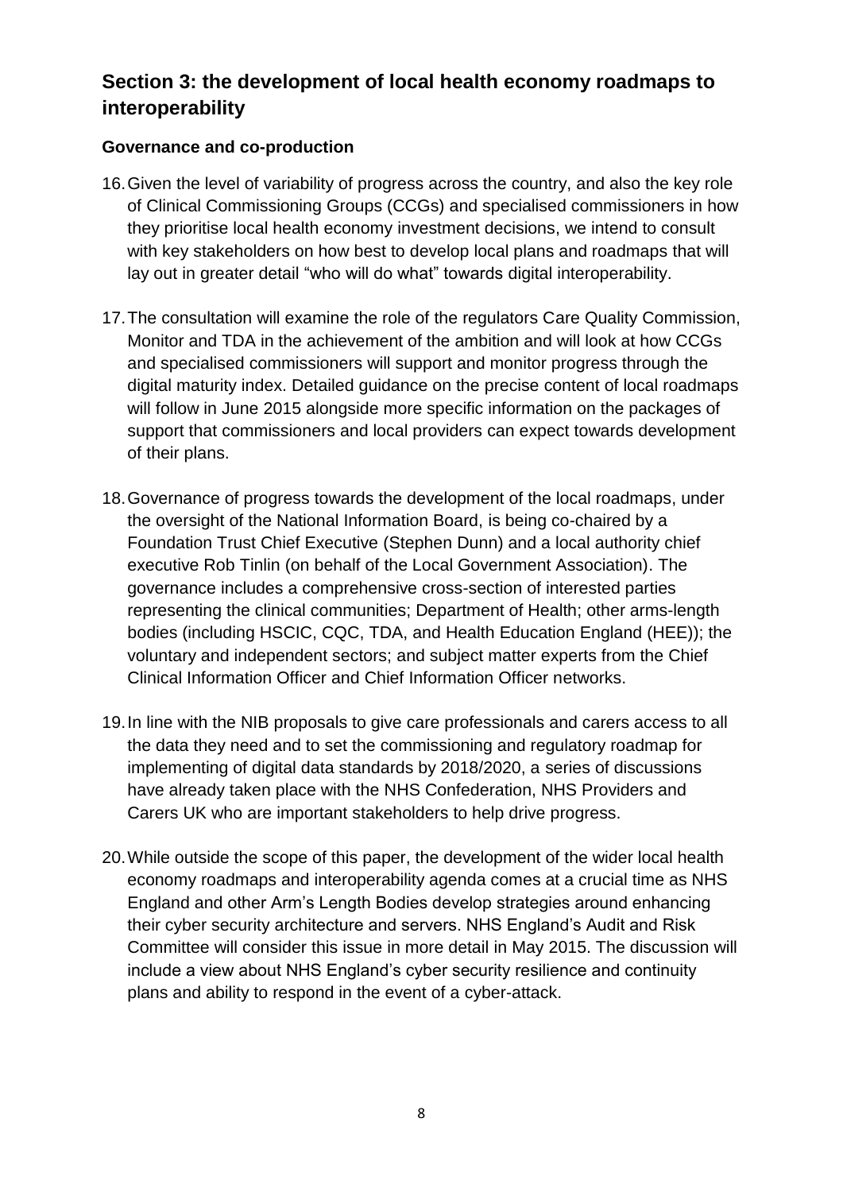## Section 3: the development of local health economy roadmaps to interoperability

### Governance and co-production

16. Given the level of variability of progress across the country, and also the key role of Clinical Commissioning Groups (CCGs) and specialised commissioners in how they prioritise local health economy investment decisions, we intend to consult with key stakeholders on how best to develop local plans and roadmaps that will lay out in greater detail "who will do what" towards digital interoperability.

17. The consultation will examine the role of the regulators Care Quality Commission, Monitor and TDA in the achievement of the ambition and will look at how CCGs and specialised commissioners will support and monitor progress through the digital maturity index. Detailed guidance on the precise content of local roadmaps will follow in June 2015 alongside more specific information on the packages of support that commissioners and local providers can expect towards development of their plans.

18. Governance of progress towards the development of the local roadmaps, under the oversight of the National Information Board, is being co-chaired by a Foundation Trust Chief Executive (Stephen Dunn) and a local authority chief executive Rob Tinlin (on behalf of the Local Government Association). The governance includes a comprehensive cross-section of interested parties representing the clinical communities; Department of Health; other arms-length bodies (including HSCIC, CQC, TDA, and Health Education England (HEE)); the voluntary and independent sectors; and subject matter experts from the Chief Clinical Information Officer and Chief Information Officer networks.

19. In line with the NIB proposals to give care professionals and carers access to all the data they need and to set the commissioning and regulatory roadmap for implementing of digital data standards by 2018/2020, a series of discussions have already taken place with the NHS Confederation, NHS Providers and Carers UK who are important stakeholders to help drive progress.

20. While outside the scope of this paper, the development of the wider local health economy roadmaps and interoperability agenda comes at a crucial time as NHS England and other Arm's Length Bodies develop strategies around enhancing their cyber security architecture and servers. NHS England's Audit and Risk Committee will consider this issue in more detail in May 2015. The discussion will include a view about NHS England's cyber security resilience and continuity plans and ability to respond in the event of a cyber-attack.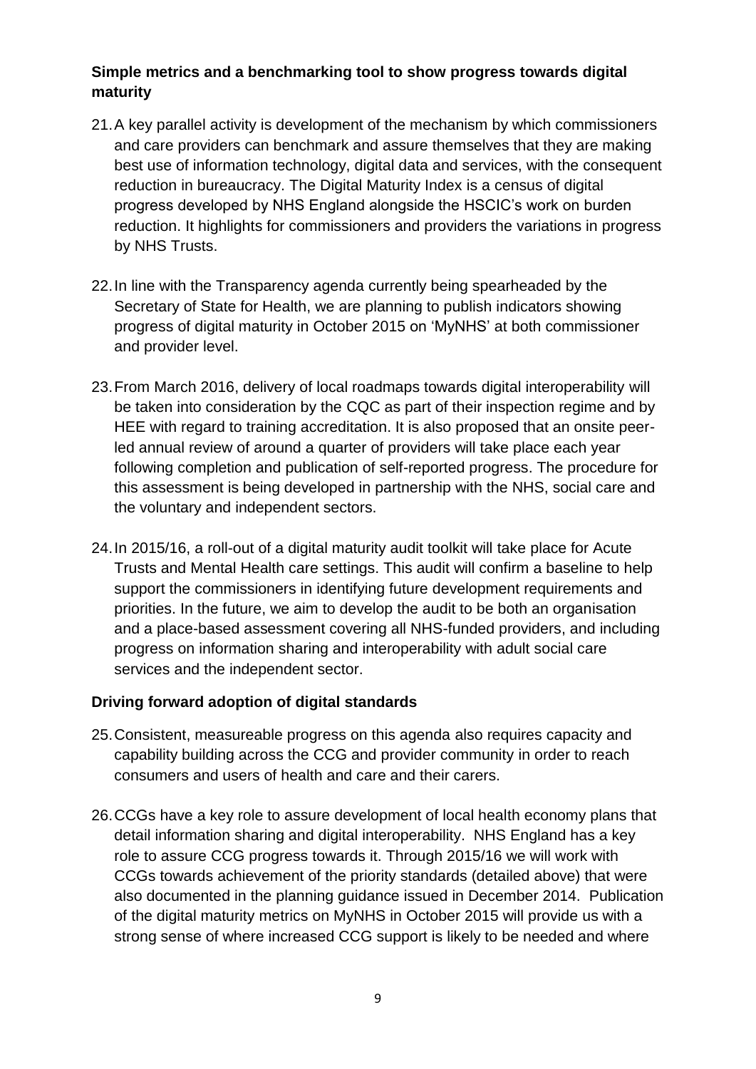## Simple metrics and a benchmarking tool to show progress towards digital maturity

21. A key parallel activity is development of the mechanism by which commissioners and care providers can benchmark and assure themselves that they are making best use of information technology, digital data and services, with the consequent reduction in bureaucracy. The Digital Maturity Index is a census of digital progress developed by NHS England alongside the HSCIC's work on burden reduction. It highlights for commissioners and providers the variations in progress by NHS Trusts.

22. In line with the Transparency agenda currently being spearheaded by the Secretary of State for Health, we are planning to publish indicators showing progress of digital maturity in October 2015 on 'MyNHS' at both commissioner and provider level.

23. From March 2016, delivery of local roadmaps towards digital interoperability will be taken into consideration by the CQC as part of their inspection regime and by HEE with regard to training accreditation. It is also proposed that an onsite peer-led annual review of around a quarter of providers will take place each year following completion and publication of self-reported progress. The procedure for this assessment is being developed in partnership with the NHS, social care and the voluntary and independent sectors.

24. In 2015/16, a roll-out of a digital maturity audit toolkit will take place for Acute Trusts and Mental Health care settings. This audit will confirm a baseline to help support the commissioners in identifying future development requirements and priorities. In the future, we aim to develop the audit to be both an organisation and a place-based assessment covering all NHS-funded providers, and including progress on information sharing and interoperability with adult social care services and the independent sector.

## Driving forward adoption of digital standards

25. Consistent, measureable progress on this agenda also requires capacity and capability building across the CCG and provider community in order to reach consumers and users of health and care and their carers.

26. CCGs have a key role to assure development of local health economy plans that detail information sharing and digital interoperability. NHS England has a key role to assure CCG progress towards it. Through 2015/16 we will work with CCGs towards achievement of the priority standards (detailed above) that were also documented in the planning guidance issued in December 2014. Publication of the digital maturity metrics on MyNHS in October 2015 will provide us with a strong sense of where increased CCG support is likely to be needed and where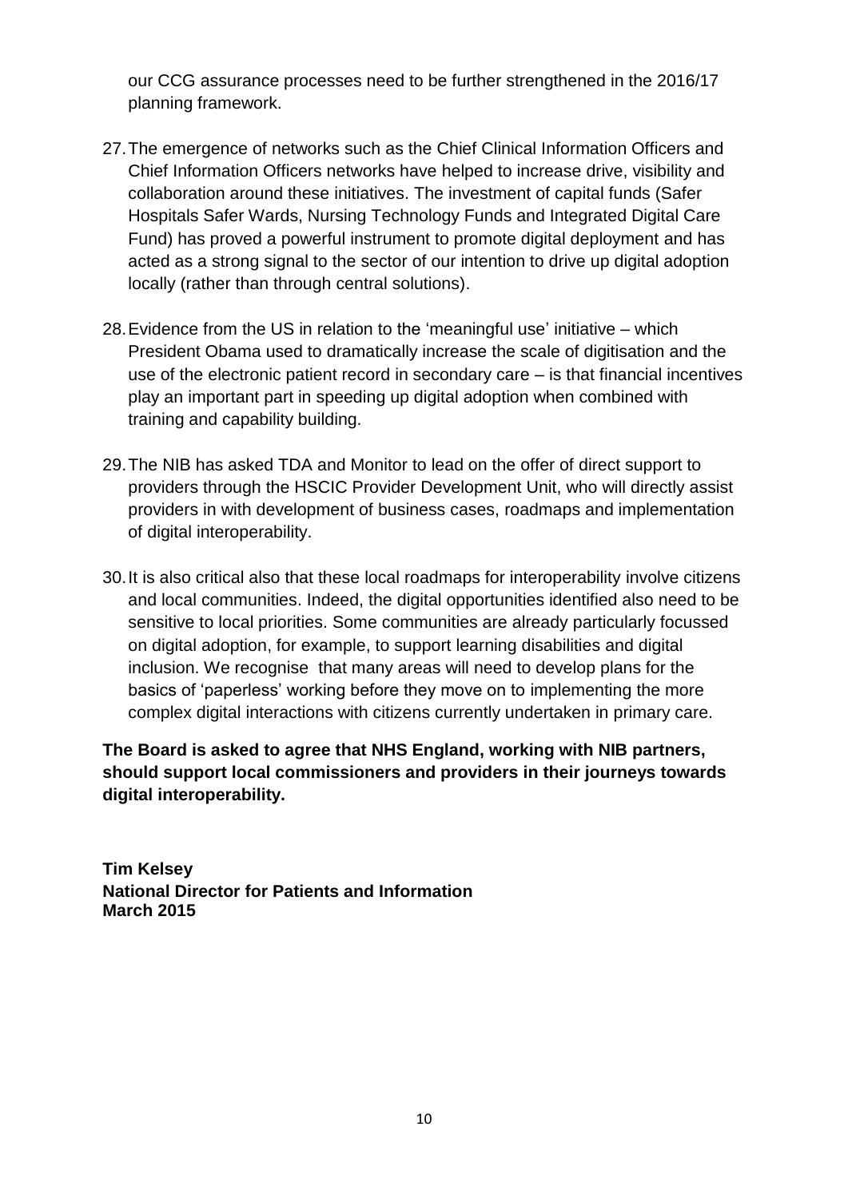our CCG assurance processes need to be further strengthened in the 2016/17 planning framework.

27. The emergence of networks such as the Chief Clinical Information Officers and Chief Information Officers networks have helped to increase drive, visibility and collaboration around these initiatives. The investment of capital funds (Safer Hospitals Safer Wards, Nursing Technology Funds and Integrated Digital Care Fund) has proved a powerful instrument to promote digital deployment and has acted as a strong signal to the sector of our intention to drive up digital adoption locally (rather than through central solutions).

28. Evidence from the US in relation to the 'meaningful use' initiative – which President Obama used to dramatically increase the scale of digitisation and the use of the electronic patient record in secondary care – is that financial incentives play an important part in speeding up digital adoption when combined with training and capability building.

29. The NIB has asked TDA and Monitor to lead on the offer of direct support to providers through the HSCIC Provider Development Unit, who will directly assist providers in with development of business cases, roadmaps and implementation of digital interoperability.

30. It is also critical also that these local roadmaps for interoperability involve citizens and local communities. Indeed, the digital opportunities identified also need to be sensitive to local priorities. Some communities are already particularly focussed on digital adoption, for example, to support learning disabilities and digital inclusion. We recognise that many areas will need to develop plans for the basics of 'paperless' working before they move on to implementing the more complex digital interactions with citizens currently undertaken in primary care.

**The Board is asked to agree that NHS England, working with NIB partners, should support local commissioners and providers in their journeys towards digital interoperability.**

**Tim Kelsey**
**National Director for Patients and Information**
**March 2015**